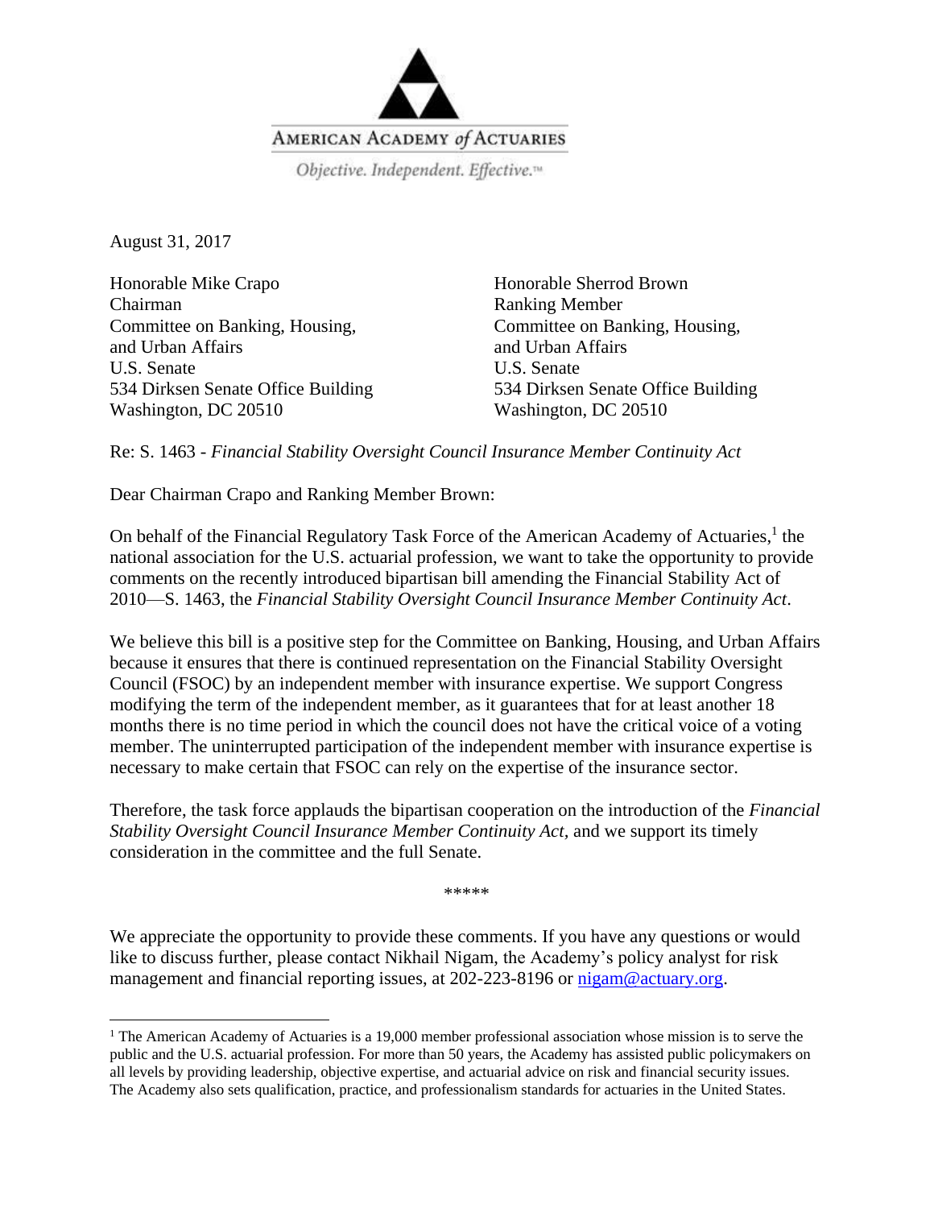AMERICAN ACADEMY *of* ACTUARIES

*Objective. Independent. Effective.*™

August 31, 2017

Honorable Mike Crapo
Chairman
Committee on Banking, Housing, and Urban Affairs
U.S. Senate
534 Dirksen Senate Office Building
Washington, DC 20510

Honorable Sherrod Brown
Ranking Member
Committee on Banking, Housing, and Urban Affairs
U.S. Senate
534 Dirksen Senate Office Building
Washington, DC 20510

Re: S. 1463 - *Financial Stability Oversight Council Insurance Member Continuity Act*

Dear Chairman Crapo and Ranking Member Brown:

On behalf of the Financial Regulatory Task Force of the American Academy of Actuaries,[1] the national association for the U.S. actuarial profession, we want to take the opportunity to provide comments on the recently introduced bipartisan bill amending the Financial Stability Act of 2010—S. 1463, the *Financial Stability Oversight Council Insurance Member Continuity Act*.

We believe this bill is a positive step for the Committee on Banking, Housing, and Urban Affairs because it ensures that there is continued representation on the Financial Stability Oversight Council (FSOC) by an independent member with insurance expertise. We support Congress modifying the term of the independent member, as it guarantees that for at least another 18 months there is no time period in which the council does not have the critical voice of a voting member. The uninterrupted participation of the independent member with insurance expertise is necessary to make certain that FSOC can rely on the expertise of the insurance sector.

Therefore, the task force applauds the bipartisan cooperation on the introduction of the *Financial Stability Oversight Council Insurance Member Continuity Act*, and we support its timely consideration in the committee and the full Senate.

*****

We appreciate the opportunity to provide these comments. If you have any questions or would like to discuss further, please contact Nikhail Nigam, the Academy's policy analyst for risk management and financial reporting issues, at 202-223-8196 or nigam@actuary.org.

---

[1] The American Academy of Actuaries is a 19,000 member professional association whose mission is to serve the public and the U.S. actuarial profession. For more than 50 years, the Academy has assisted public policymakers on all levels by providing leadership, objective expertise, and actuarial advice on risk and financial security issues. The Academy also sets qualification, practice, and professionalism standards for actuaries in the United States.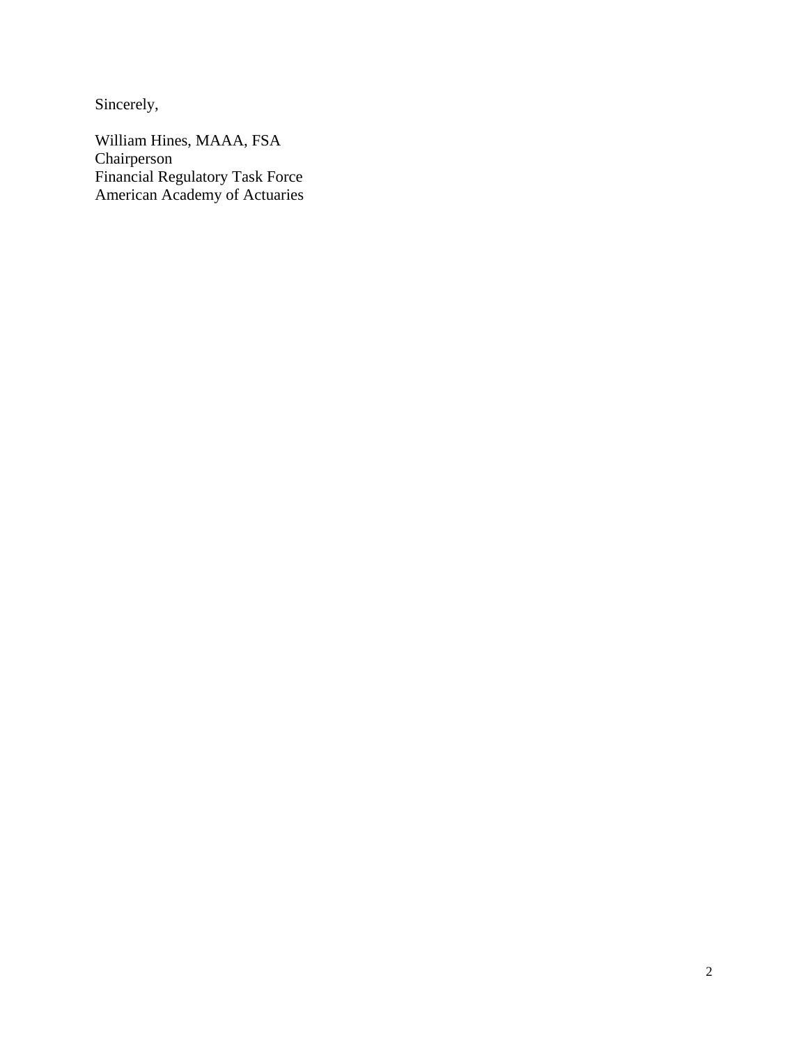Sincerely,

William Hines, MAAA, FSA  
Chairperson  
Financial Regulatory Task Force  
American Academy of Actuaries